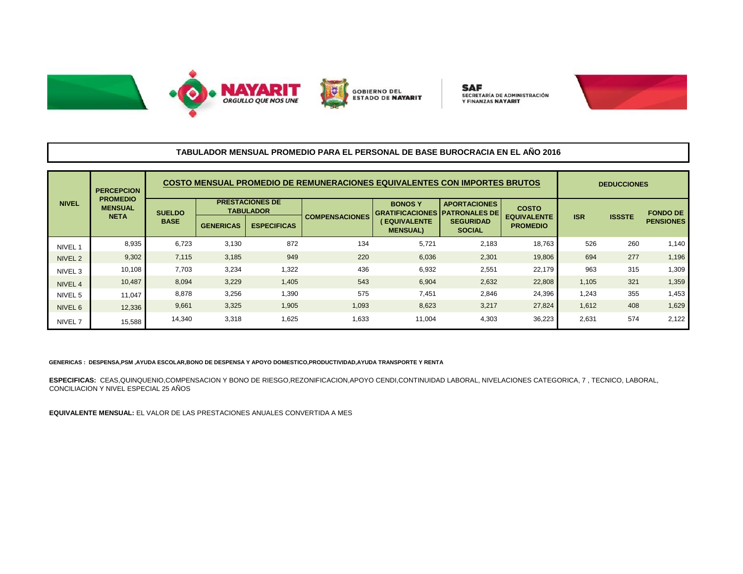## TABULADOR MENSUAL PROMEDIO PARA EL PERSONAL DE BASE BUROCRACIA EN EL AÑO 2016

| NIVEL | PERCEPCION PROMEDIO MENSUAL NETA | COSTO MENSUAL PROMEDIO DE REMUNERACIONES EQUIVALENTES CON IMPORTES BRUTOS | | | | | | | DEDUCCIONES | | |
|---|---|---|---|---|---|---|---|---|---|---|---|
| | | SUELDO BASE | PRESTACIONES DE TABULADOR | | COMPENSACIONES | BONOS Y GRATIFICACIONES ( EQUIVALENTE MENSUAL) | APORTACIONES PATRONALES DE SEGURIDAD SOCIAL | COSTO EQUIVALENTE PROMEDIO | ISR | ISSSTE | FONDO DE PENSIONES |
| | | | GENERICAS | ESPECIFICAS | | | | | | | |
| NIVEL 1 | 8,935 | 6,723 | 3,130 | 872 | 134 | 5,721 | 2,183 | 18,763 | 526 | 260 | 1,140 |
| NIVEL 2 | 9,302 | 7,115 | 3,185 | 949 | 220 | 6,036 | 2,301 | 19,806 | 694 | 277 | 1,196 |
| NIVEL 3 | 10,108 | 7,703 | 3,234 | 1,322 | 436 | 6,932 | 2,551 | 22,179 | 963 | 315 | 1,309 |
| NIVEL 4 | 10,487 | 8,094 | 3,229 | 1,405 | 543 | 6,904 | 2,632 | 22,808 | 1,105 | 321 | 1,359 |
| NIVEL 5 | 11,047 | 8,878 | 3,256 | 1,390 | 575 | 7,451 | 2,846 | 24,396 | 1,243 | 355 | 1,453 |
| NIVEL 6 | 12,336 | 9,661 | 3,325 | 1,905 | 1,093 | 8,623 | 3,217 | 27,824 | 1,612 | 408 | 1,629 |
| NIVEL 7 | 15,588 | 14,340 | 3,318 | 1,625 | 1,633 | 11,004 | 4,303 | 36,223 | 2,631 | 574 | 2,122 |

**GENERICAS : DESPENSA,PSM ,AYUDA ESCOLAR,BONO DE DESPENSA Y APOYO DOMESTICO,PRODUCTIVIDAD,AYUDA TRANSPORTE Y RENTA**

**ESPECIFICAS:** CEAS,QUINQUENIO,COMPENSACION Y BONO DE RIESGO,REZONIFICACION,APOYO CENDI,CONTINUIDAD LABORAL, NIVELACIONES CATEGORICA, 7 , TECNICO, LABORAL, CONCILIACION Y NIVEL ESPECIAL 25 AÑOS

**EQUIVALENTE MENSUAL:** EL VALOR DE LAS PRESTACIONES ANUALES CONVERTIDA A MES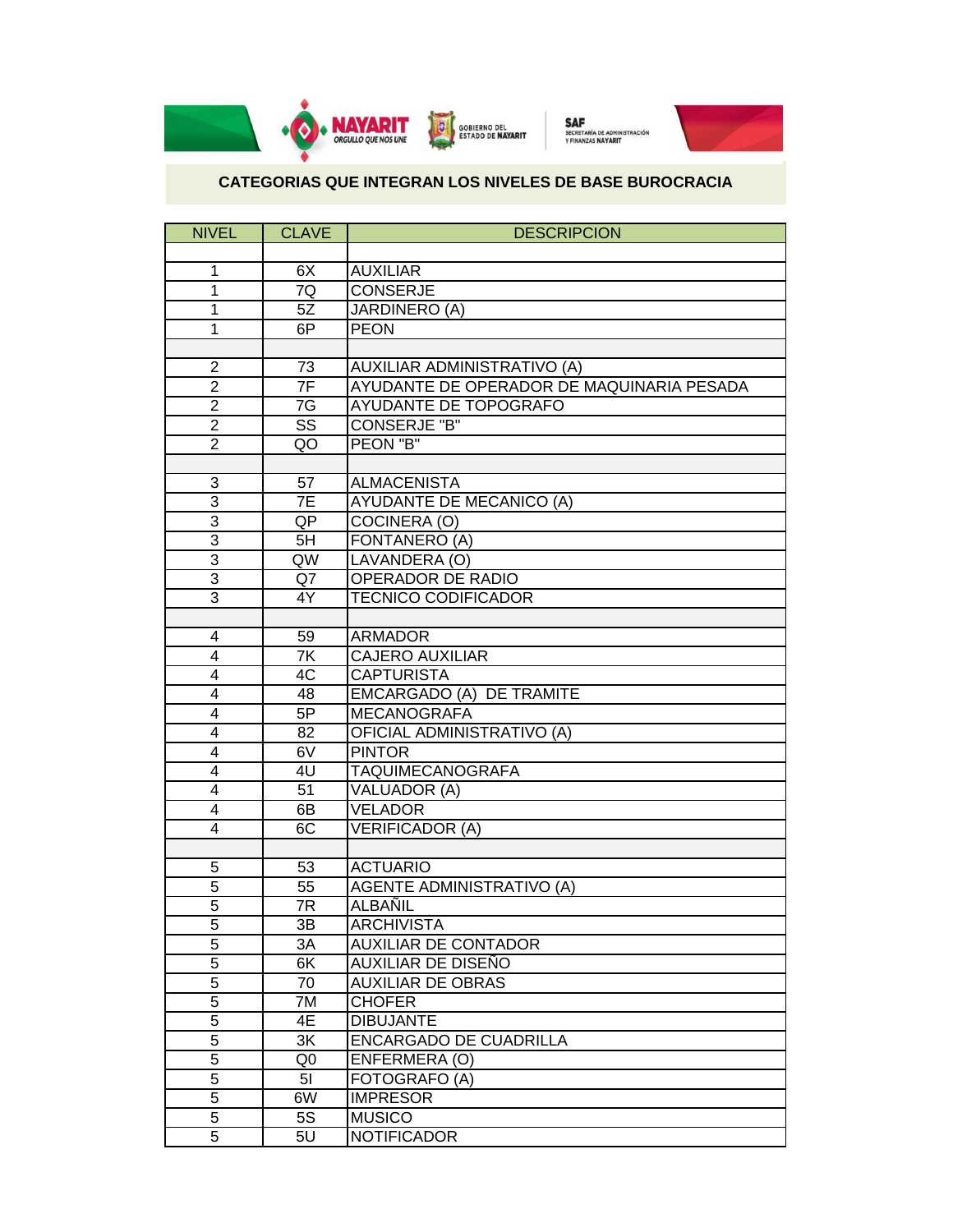## CATEGORIAS QUE INTEGRAN LOS NIVELES DE BASE BUROCRACIA

| NIVEL | CLAVE | DESCRIPCION |
|---|---|---|
| | | |
| 1 | 6X | AUXILIAR |
| 1 | 7Q | CONSERJE |
| 1 | 5Z | JARDINERO (A) |
| 1 | 6P | PEON |
| | | |
| 2 | 73 | AUXILIAR ADMINISTRATIVO (A) |
| 2 | 7F | AYUDANTE DE OPERADOR DE MAQUINARIA PESADA |
| 2 | 7G | AYUDANTE DE TOPOGRAFO |
| 2 | SS | CONSERJE "B" |
| 2 | QO | PEON "B" |
| | | |
| 3 | 57 | ALMACENISTA |
| 3 | 7E | AYUDANTE DE MECANICO (A) |
| 3 | QP | COCINERA (O) |
| 3 | 5H | FONTANERO (A) |
| 3 | QW | LAVANDERA (O) |
| 3 | Q7 | OPERADOR DE RADIO |
| 3 | 4Y | TECNICO CODIFICADOR |
| | | |
| 4 | 59 | ARMADOR |
| 4 | 7K | CAJERO AUXILIAR |
| 4 | 4C | CAPTURISTA |
| 4 | 48 | EMCARGADO (A) DE TRAMITE |
| 4 | 5P | MECANOGRAFA |
| 4 | 82 | OFICIAL ADMINISTRATIVO (A) |
| 4 | 6V | PINTOR |
| 4 | 4U | TAQUIMECANOGRAFA |
| 4 | 51 | VALUADOR (A) |
| 4 | 6B | VELADOR |
| 4 | 6C | VERIFICADOR (A) |
| | | |
| 5 | 53 | ACTUARIO |
| 5 | 55 | AGENTE ADMINISTRATIVO (A) |
| 5 | 7R | ALBAÑIL |
| 5 | 3B | ARCHIVISTA |
| 5 | 3A | AUXILIAR DE CONTADOR |
| 5 | 6K | AUXILIAR DE DISEÑO |
| 5 | 70 | AUXILIAR DE OBRAS |
| 5 | 7M | CHOFER |
| 5 | 4E | DIBUJANTE |
| 5 | 3K | ENCARGADO DE CUADRILLA |
| 5 | Q0 | ENFERMERA (O) |
| 5 | 5I | FOTOGRAFO (A) |
| 5 | 6W | IMPRESOR |
| 5 | 5S | MUSICO |
| 5 | 5U | NOTIFICADOR |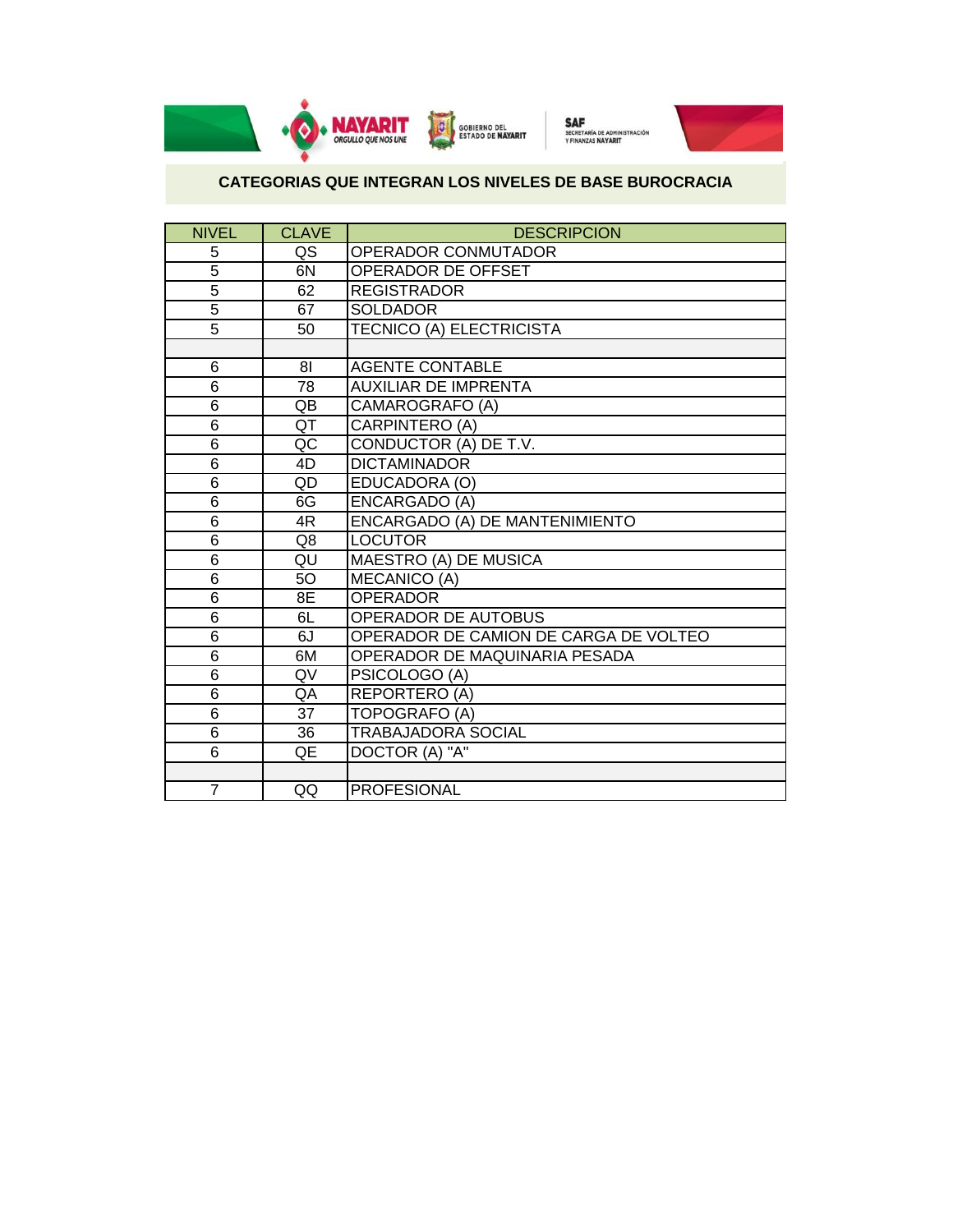## CATEGORIAS QUE INTEGRAN LOS NIVELES DE BASE BUROCRACIA

| NIVEL | CLAVE | DESCRIPCION |
|---|---|---|
| 5 | QS | OPERADOR CONMUTADOR |
| 5 | 6N | OPERADOR DE OFFSET |
| 5 | 62 | REGISTRADOR |
| 5 | 67 | SOLDADOR |
| 5 | 50 | TECNICO (A) ELECTRICISTA |
| | | |
| 6 | 8I | AGENTE CONTABLE |
| 6 | 78 | AUXILIAR DE IMPRENTA |
| 6 | QB | CAMAROGRAFO (A) |
| 6 | QT | CARPINTERO (A) |
| 6 | QC | CONDUCTOR (A) DE T.V. |
| 6 | 4D | DICTAMINADOR |
| 6 | QD | EDUCADORA (O) |
| 6 | 6G | ENCARGADO (A) |
| 6 | 4R | ENCARGADO (A) DE MANTENIMIENTO |
| 6 | Q8 | LOCUTOR |
| 6 | QU | MAESTRO (A) DE MUSICA |
| 6 | 5O | MECANICO (A) |
| 6 | 8E | OPERADOR |
| 6 | 6L | OPERADOR DE AUTOBUS |
| 6 | 6J | OPERADOR DE CAMION DE CARGA DE VOLTEO |
| 6 | 6M | OPERADOR DE MAQUINARIA PESADA |
| 6 | QV | PSICOLOGO (A) |
| 6 | QA | REPORTERO (A) |
| 6 | 37 | TOPOGRAFO (A) |
| 6 | 36 | TRABAJADORA SOCIAL |
| 6 | QE | DOCTOR (A) "A" |
| | | |
| 7 | QQ | PROFESIONAL |